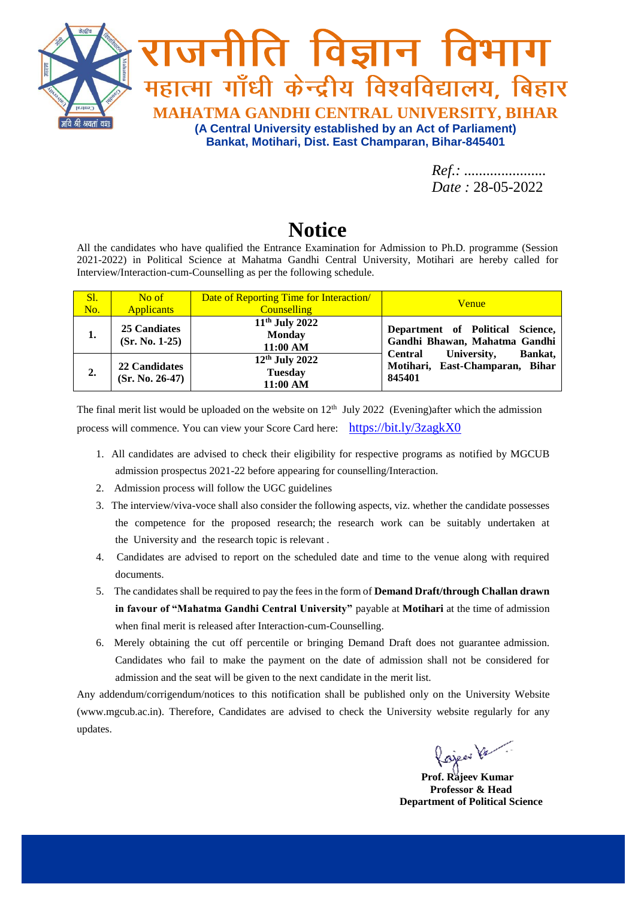# राजनीति विज्ञान विभाग

## महात्मा गाँधी केन्द्रीय विश्वविद्यालय, बिहार

**MAHATMA GANDHI CENTRAL UNIVERSITY, BIHAR**

**(A Central University established by an Act of Parliament)**

**Bankat, Motihari, Dist. East Champaran, Bihar-845401**

*Ref.:* ......................

*Date :* 28-05-2022

# Notice

All the candidates who have qualified the Entrance Examination for Admission to Ph.D. programme (Session 2021-2022) in Political Science at Mahatma Gandhi Central University, Motihari are hereby called for Interview/Interaction-cum-Counselling as per the following schedule.

| Sl. No. | No of Applicants | Date of Reporting Time for Interaction/ Counselling | Venue |
|---|---|---|---|
| **1.** | **25 Candiates (Sr. No. 1-25)** | **11th July 2022 Monday 11:00 AM** | **Department of Political Science, Gandhi Bhawan, Mahatma Gandhi Central University, Bankat, Motihari, East-Champaran, Bihar 845401** |
| **2.** | **22 Candidates (Sr. No. 26-47)** | **12th July 2022 Tuesday 11:00 AM** | |

The final merit list would be uploaded on the website on 12th July 2022 (Evening)after which the admission process will commence. You can view your Score Card here: https://bit.ly/3zagkX0

1. All candidates are advised to check their eligibility for respective programs as notified by MGCUB admission prospectus 2021-22 before appearing for counselling/Interaction.
2. Admission process will follow the UGC guidelines
3. The interview/viva-voce shall also consider the following aspects, viz. whether the candidate possesses the competence for the proposed research; the research work can be suitably undertaken at the University and the research topic is relevant .
4. Candidates are advised to report on the scheduled date and time to the venue along with required documents.
5. The candidates shall be required to pay the fees in the form of **Demand Draft/through Challan drawn in favour of "Mahatma Gandhi Central University"** payable at **Motihari** at the time of admission when final merit is released after Interaction-cum-Counselling.
6. Merely obtaining the cut off percentile or bringing Demand Draft does not guarantee admission. Candidates who fail to make the payment on the date of admission shall not be considered for admission and the seat will be given to the next candidate in the merit list.

Any addendum/corrigendum/notices to this notification shall be published only on the University Website (www.mgcub.ac.in). Therefore, Candidates are advised to check the University website regularly for any updates.

**Prof. Rajeev Kumar**
**Professor & Head**
**Department of Political Science**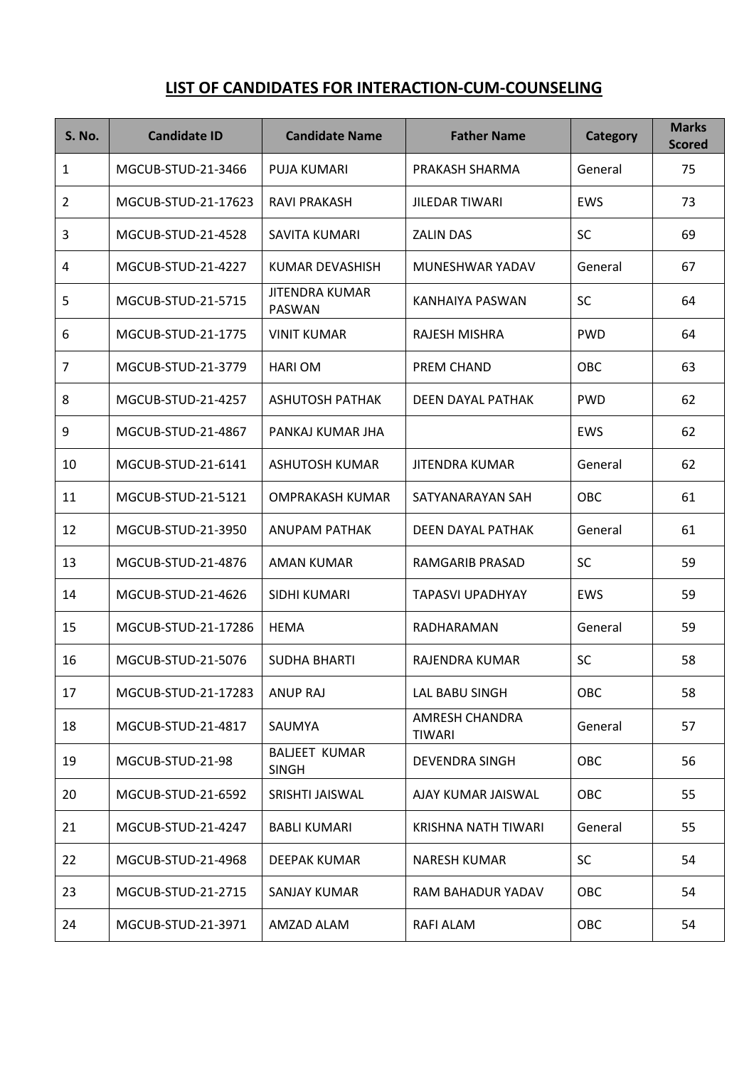## LIST OF CANDIDATES FOR INTERACTION-CUM-COUNSELING

| S. No. | Candidate ID | Candidate Name | Father Name | Category | Marks Scored |
|---|---|---|---|---|---|
| 1 | MGCUB-STUD-21-3466 | PUJA KUMARI | PRAKASH SHARMA | General | 75 |
| 2 | MGCUB-STUD-21-17623 | RAVI PRAKASH | JILEDAR TIWARI | EWS | 73 |
| 3 | MGCUB-STUD-21-4528 | SAVITA KUMARI | ZALIN DAS | SC | 69 |
| 4 | MGCUB-STUD-21-4227 | KUMAR DEVASHISH | MUNESHWAR YADAV | General | 67 |
| 5 | MGCUB-STUD-21-5715 | JITENDRA KUMAR PASWAN | KANHAIYA PASWAN | SC | 64 |
| 6 | MGCUB-STUD-21-1775 | VINIT KUMAR | RAJESH MISHRA | PWD | 64 |
| 7 | MGCUB-STUD-21-3779 | HARI OM | PREM CHAND | OBC | 63 |
| 8 | MGCUB-STUD-21-4257 | ASHUTOSH PATHAK | DEEN DAYAL PATHAK | PWD | 62 |
| 9 | MGCUB-STUD-21-4867 | PANKAJ KUMAR JHA | | EWS | 62 |
| 10 | MGCUB-STUD-21-6141 | ASHUTOSH KUMAR | JITENDRA KUMAR | General | 62 |
| 11 | MGCUB-STUD-21-5121 | OMPRAKASH KUMAR | SATYANARAYAN SAH | OBC | 61 |
| 12 | MGCUB-STUD-21-3950 | ANUPAM PATHAK | DEEN DAYAL PATHAK | General | 61 |
| 13 | MGCUB-STUD-21-4876 | AMAN KUMAR | RAMGARIB PRASAD | SC | 59 |
| 14 | MGCUB-STUD-21-4626 | SIDHI KUMARI | TAPASVI UPADHYAY | EWS | 59 |
| 15 | MGCUB-STUD-21-17286 | HEMA | RADHARAMAN | General | 59 |
| 16 | MGCUB-STUD-21-5076 | SUDHA BHARTI | RAJENDRA KUMAR | SC | 58 |
| 17 | MGCUB-STUD-21-17283 | ANUP RAJ | LAL BABU SINGH | OBC | 58 |
| 18 | MGCUB-STUD-21-4817 | SAUMYA | AMRESH CHANDRA TIWARI | General | 57 |
| 19 | MGCUB-STUD-21-98 | BALJEET KUMAR SINGH | DEVENDRA SINGH | OBC | 56 |
| 20 | MGCUB-STUD-21-6592 | SRISHTI JAISWAL | AJAY KUMAR JAISWAL | OBC | 55 |
| 21 | MGCUB-STUD-21-4247 | BABLI KUMARI | KRISHNA NATH TIWARI | General | 55 |
| 22 | MGCUB-STUD-21-4968 | DEEPAK KUMAR | NARESH KUMAR | SC | 54 |
| 23 | MGCUB-STUD-21-2715 | SANJAY KUMAR | RAM BAHADUR YADAV | OBC | 54 |
| 24 | MGCUB-STUD-21-3971 | AMZAD ALAM | RAFI ALAM | OBC | 54 |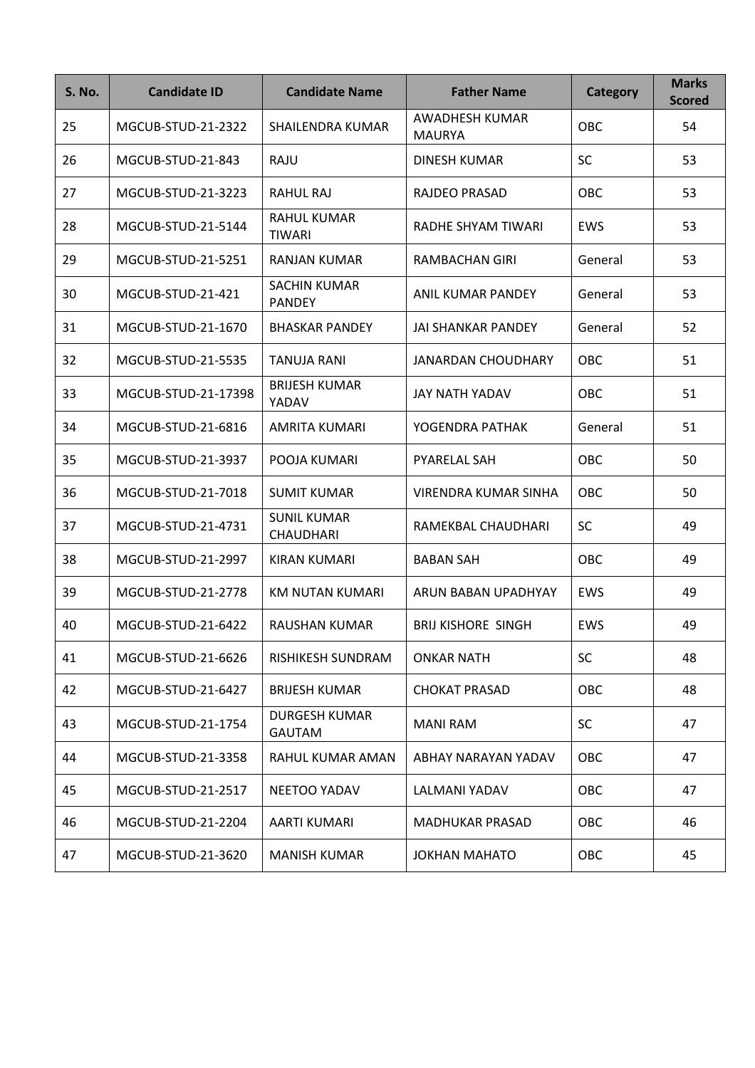| S. No. | Candidate ID | Candidate Name | Father Name | Category | Marks Scored |
|---|---|---|---|---|---|
| 25 | MGCUB-STUD-21-2322 | SHAILENDRA KUMAR | AWADHESH KUMAR MAURYA | OBC | 54 |
| 26 | MGCUB-STUD-21-843 | RAJU | DINESH KUMAR | SC | 53 |
| 27 | MGCUB-STUD-21-3223 | RAHUL RAJ | RAJDEO PRASAD | OBC | 53 |
| 28 | MGCUB-STUD-21-5144 | RAHUL KUMAR TIWARI | RADHE SHYAM TIWARI | EWS | 53 |
| 29 | MGCUB-STUD-21-5251 | RANJAN KUMAR | RAMBACHAN GIRI | General | 53 |
| 30 | MGCUB-STUD-21-421 | SACHIN KUMAR PANDEY | ANIL KUMAR PANDEY | General | 53 |
| 31 | MGCUB-STUD-21-1670 | BHASKAR PANDEY | JAI SHANKAR PANDEY | General | 52 |
| 32 | MGCUB-STUD-21-5535 | TANUJA RANI | JANARDAN CHOUDHARY | OBC | 51 |
| 33 | MGCUB-STUD-21-17398 | BRIJESH KUMAR YADAV | JAY NATH YADAV | OBC | 51 |
| 34 | MGCUB-STUD-21-6816 | AMRITA KUMARI | YOGENDRA PATHAK | General | 51 |
| 35 | MGCUB-STUD-21-3937 | POOJA KUMARI | PYARELAL SAH | OBC | 50 |
| 36 | MGCUB-STUD-21-7018 | SUMIT KUMAR | VIRENDRA KUMAR SINHA | OBC | 50 |
| 37 | MGCUB-STUD-21-4731 | SUNIL KUMAR CHAUDHARI | RAMEKBAL CHAUDHARI | SC | 49 |
| 38 | MGCUB-STUD-21-2997 | KIRAN KUMARI | BABAN SAH | OBC | 49 |
| 39 | MGCUB-STUD-21-2778 | KM NUTAN KUMARI | ARUN BABAN UPADHYAY | EWS | 49 |
| 40 | MGCUB-STUD-21-6422 | RAUSHAN KUMAR | BRIJ KISHORE SINGH | EWS | 49 |
| 41 | MGCUB-STUD-21-6626 | RISHIKESH SUNDRAM | ONKAR NATH | SC | 48 |
| 42 | MGCUB-STUD-21-6427 | BRIJESH KUMAR | CHOKAT PRASAD | OBC | 48 |
| 43 | MGCUB-STUD-21-1754 | DURGESH KUMAR GAUTAM | MANI RAM | SC | 47 |
| 44 | MGCUB-STUD-21-3358 | RAHUL KUMAR AMAN | ABHAY NARAYAN YADAV | OBC | 47 |
| 45 | MGCUB-STUD-21-2517 | NEETOO YADAV | LALMANI YADAV | OBC | 47 |
| 46 | MGCUB-STUD-21-2204 | AARTI KUMARI | MADHUKAR PRASAD | OBC | 46 |
| 47 | MGCUB-STUD-21-3620 | MANISH KUMAR | JOKHAN MAHATO | OBC | 45 |